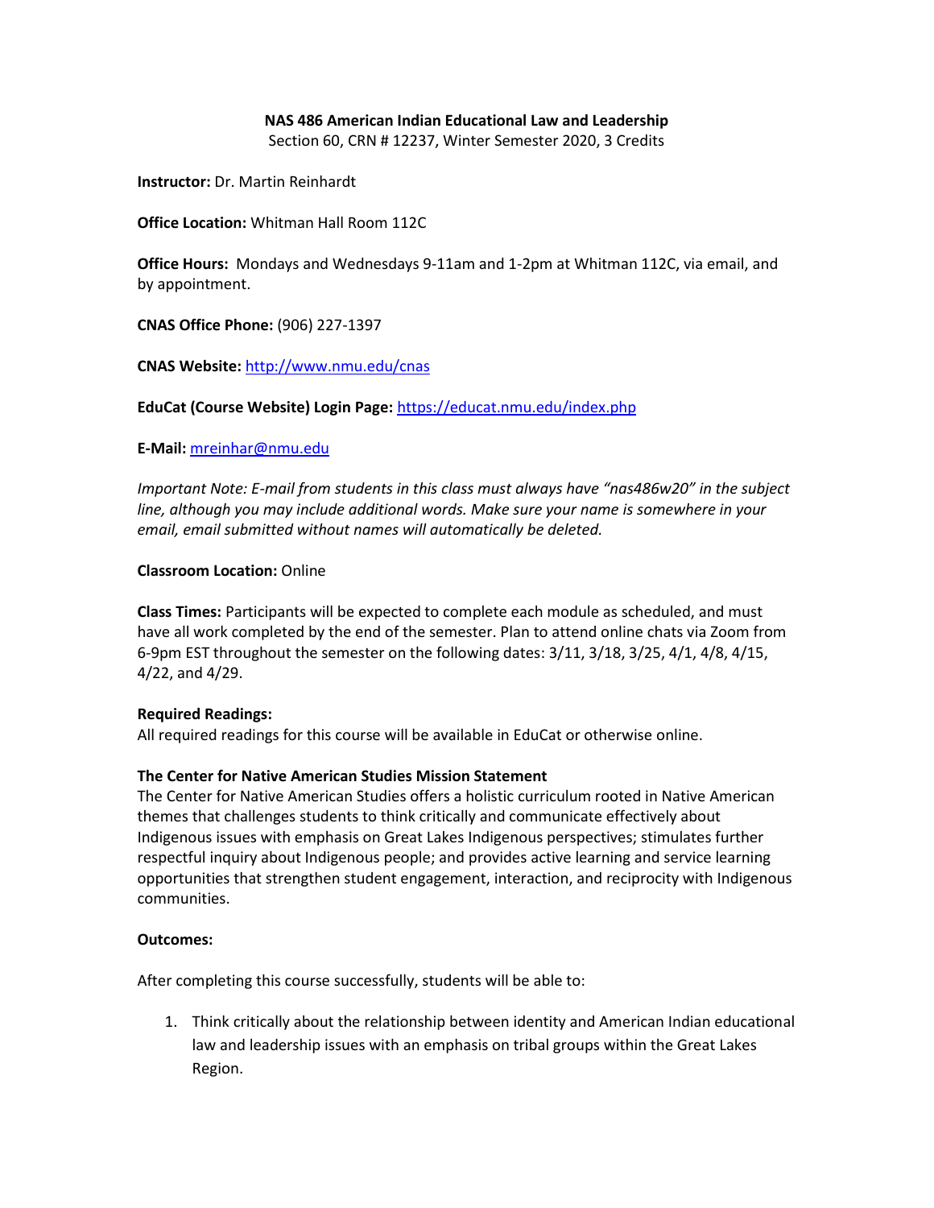**NAS 486 American Indian Educational Law and Leadership**

Section 60, CRN # 12237, Winter Semester 2020, 3 Credits

**Instructor:** Dr. Martin Reinhardt

**Office Location:** Whitman Hall Room 112C

**Office Hours:** Mondays and Wednesdays 9-11am and 1-2pm at Whitman 112C, via email, and by appointment.

**CNAS Office Phone:** (906) 227-1397

**CNAS Website:** http://www.nmu.edu/cnas

**EduCat (Course Website) Login Page:** https://educat.nmu.edu/index.php

**E-Mail:** mreinhar@nmu.edu

*Important Note: E-mail from students in this class must always have "nas486w20" in the subject line, although you may include additional words. Make sure your name is somewhere in your email, email submitted without names will automatically be deleted.*

**Classroom Location:** Online

**Class Times:** Participants will be expected to complete each module as scheduled, and must have all work completed by the end of the semester. Plan to attend online chats via Zoom from 6-9pm EST throughout the semester on the following dates: 3/11, 3/18, 3/25, 4/1, 4/8, 4/15, 4/22, and 4/29.

**Required Readings:**

All required readings for this course will be available in EduCat or otherwise online.

**The Center for Native American Studies Mission Statement**

The Center for Native American Studies offers a holistic curriculum rooted in Native American themes that challenges students to think critically and communicate effectively about Indigenous issues with emphasis on Great Lakes Indigenous perspectives; stimulates further respectful inquiry about Indigenous people; and provides active learning and service learning opportunities that strengthen student engagement, interaction, and reciprocity with Indigenous communities.

**Outcomes:**

After completing this course successfully, students will be able to:

1. Think critically about the relationship between identity and American Indian educational law and leadership issues with an emphasis on tribal groups within the Great Lakes Region.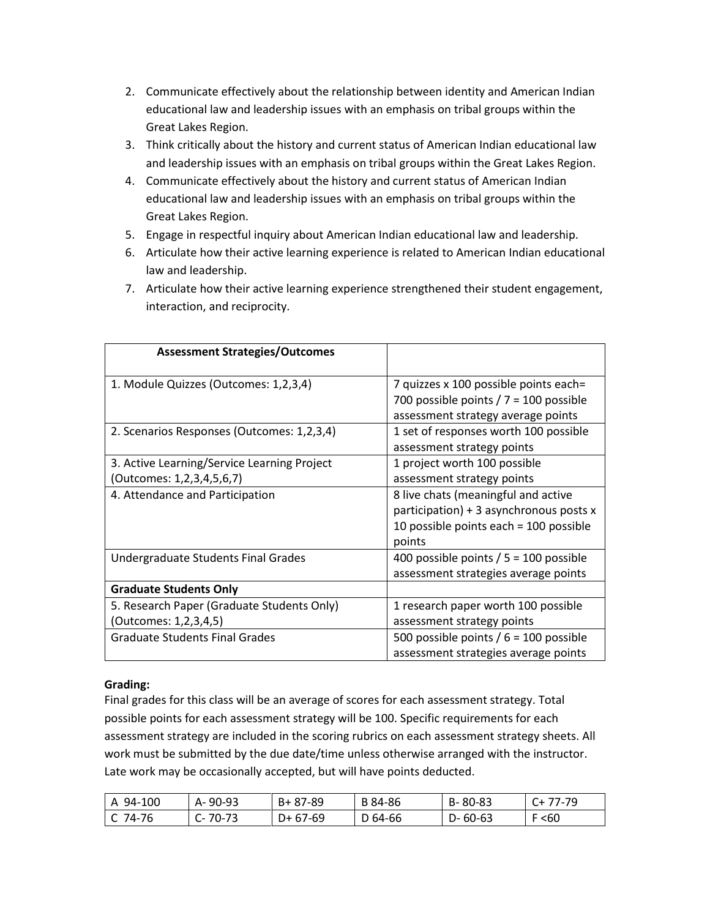2. Communicate effectively about the relationship between identity and American Indian educational law and leadership issues with an emphasis on tribal groups within the Great Lakes Region.
3. Think critically about the history and current status of American Indian educational law and leadership issues with an emphasis on tribal groups within the Great Lakes Region.
4. Communicate effectively about the history and current status of American Indian educational law and leadership issues with an emphasis on tribal groups within the Great Lakes Region.
5. Engage in respectful inquiry about American Indian educational law and leadership.
6. Articulate how their active learning experience is related to American Indian educational law and leadership.
7. Articulate how their active learning experience strengthened their student engagement, interaction, and reciprocity.

| **Assessment Strategies/Outcomes** | |
|---|---|
| 1. Module Quizzes (Outcomes: 1,2,3,4) | 7 quizzes x 100 possible points each= 700 possible points / 7 = 100 possible assessment strategy average points |
| 2. Scenarios Responses (Outcomes: 1,2,3,4) | 1 set of responses worth 100 possible assessment strategy points |
| 3. Active Learning/Service Learning Project (Outcomes: 1,2,3,4,5,6,7) | 1 project worth 100 possible assessment strategy points |
| 4. Attendance and Participation | 8 live chats (meaningful and active participation) + 3 asynchronous posts x 10 possible points each = 100 possible points |
| Undergraduate Students Final Grades | 400 possible points / 5 = 100 possible assessment strategies average points |
| **Graduate Students Only** | |
| 5. Research Paper (Graduate Students Only) (Outcomes: 1,2,3,4,5) | 1 research paper worth 100 possible assessment strategy points |
| Graduate Students Final Grades | 500 possible points / 6 = 100 possible assessment strategies average points |

**Grading:**
Final grades for this class will be an average of scores for each assessment strategy. Total possible points for each assessment strategy will be 100. Specific requirements for each assessment strategy are included in the scoring rubrics on each assessment strategy sheets. All work must be submitted by the due date/time unless otherwise arranged with the instructor. Late work may be occasionally accepted, but will have points deducted.

| A 94-100 | A- 90-93 | B+ 87-89 | B 84-86 | B- 80-83 | C+ 77-79 |
|---|---|---|---|---|---|
| C 74-76 | C- 70-73 | D+ 67-69 | D 64-66 | D- 60-63 | F <60 |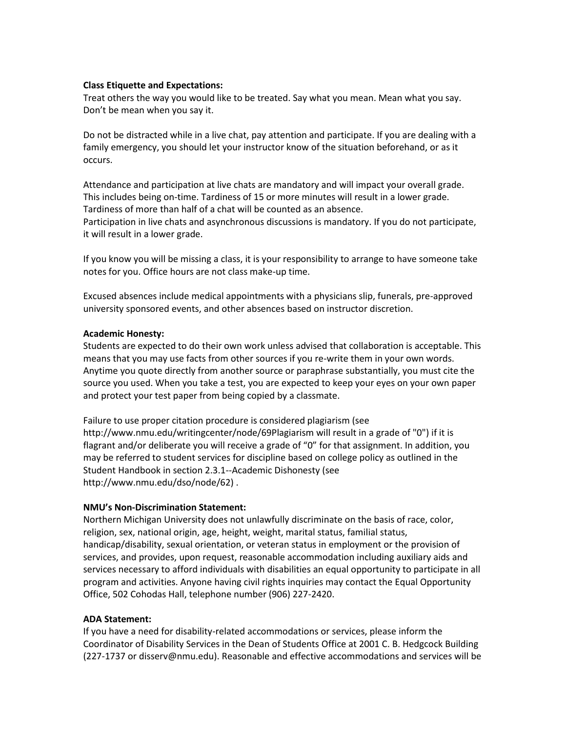**Class Etiquette and Expectations:**
Treat others the way you would like to be treated. Say what you mean. Mean what you say. Don't be mean when you say it.

Do not be distracted while in a live chat, pay attention and participate. If you are dealing with a family emergency, you should let your instructor know of the situation beforehand, or as it occurs.

Attendance and participation at live chats are mandatory and will impact your overall grade. This includes being on-time. Tardiness of 15 or more minutes will result in a lower grade. Tardiness of more than half of a chat will be counted as an absence.
Participation in live chats and asynchronous discussions is mandatory. If you do not participate, it will result in a lower grade.

If you know you will be missing a class, it is your responsibility to arrange to have someone take notes for you. Office hours are not class make-up time.

Excused absences include medical appointments with a physicians slip, funerals, pre-approved university sponsored events, and other absences based on instructor discretion.

**Academic Honesty:**
Students are expected to do their own work unless advised that collaboration is acceptable. This means that you may use facts from other sources if you re-write them in your own words. Anytime you quote directly from another source or paraphrase substantially, you must cite the source you used. When you take a test, you are expected to keep your eyes on your own paper and protect your test paper from being copied by a classmate.

Failure to use proper citation procedure is considered plagiarism (see http://www.nmu.edu/writingcenter/node/69Plagiarism will result in a grade of "0") if it is flagrant and/or deliberate you will receive a grade of "0" for that assignment. In addition, you may be referred to student services for discipline based on college policy as outlined in the Student Handbook in section 2.3.1--Academic Dishonesty (see http://www.nmu.edu/dso/node/62) .

**NMU's Non-Discrimination Statement:**
Northern Michigan University does not unlawfully discriminate on the basis of race, color, religion, sex, national origin, age, height, weight, marital status, familial status, handicap/disability, sexual orientation, or veteran status in employment or the provision of services, and provides, upon request, reasonable accommodation including auxiliary aids and services necessary to afford individuals with disabilities an equal opportunity to participate in all program and activities. Anyone having civil rights inquiries may contact the Equal Opportunity Office, 502 Cohodas Hall, telephone number (906) 227-2420.

**ADA Statement:**
If you have a need for disability-related accommodations or services, please inform the Coordinator of Disability Services in the Dean of Students Office at 2001 C. B. Hedgcock Building (227-1737 or disserv@nmu.edu). Reasonable and effective accommodations and services will be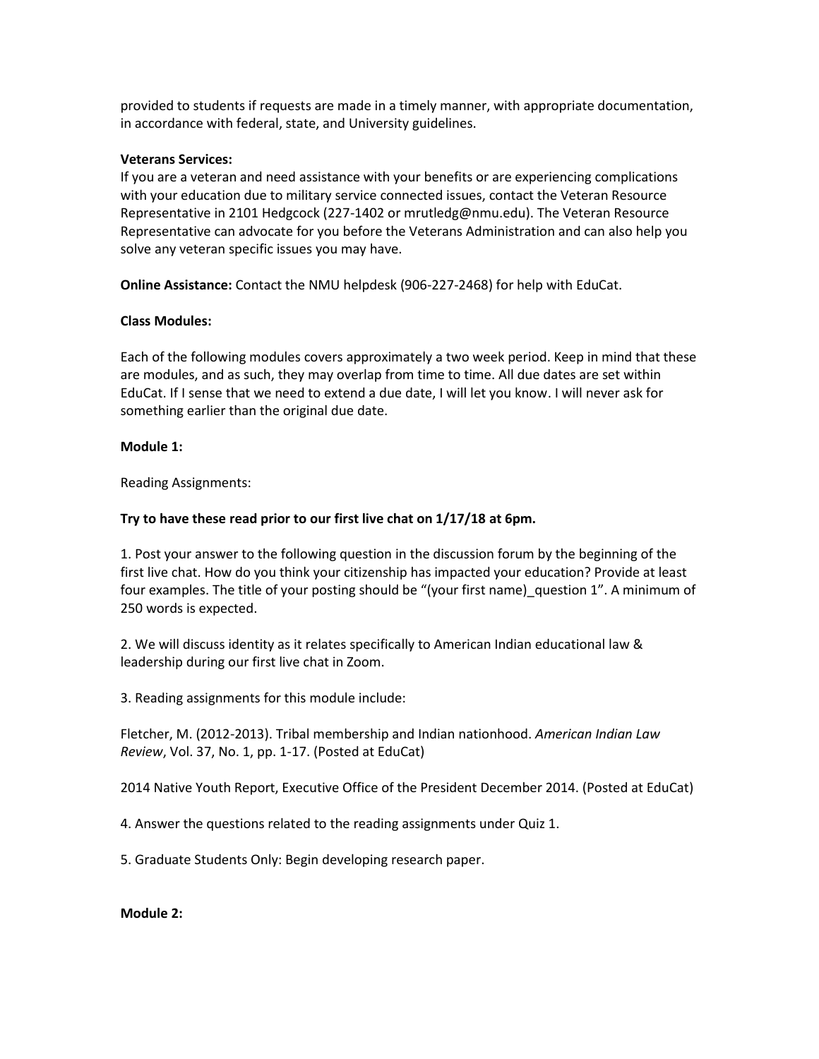provided to students if requests are made in a timely manner, with appropriate documentation, in accordance with federal, state, and University guidelines.

**Veterans Services:**
If you are a veteran and need assistance with your benefits or are experiencing complications with your education due to military service connected issues, contact the Veteran Resource Representative in 2101 Hedgcock (227-1402 or mrutledg@nmu.edu). The Veteran Resource Representative can advocate for you before the Veterans Administration and can also help you solve any veteran specific issues you may have.

**Online Assistance:** Contact the NMU helpdesk (906-227-2468) for help with EduCat.

**Class Modules:**

Each of the following modules covers approximately a two week period. Keep in mind that these are modules, and as such, they may overlap from time to time. All due dates are set within EduCat. If I sense that we need to extend a due date, I will let you know. I will never ask for something earlier than the original due date.

**Module 1:**

Reading Assignments:

**Try to have these read prior to our first live chat on 1/17/18 at 6pm.**

1. Post your answer to the following question in the discussion forum by the beginning of the first live chat. How do you think your citizenship has impacted your education? Provide at least four examples. The title of your posting should be "(your first name)_question 1". A minimum of 250 words is expected.

2. We will discuss identity as it relates specifically to American Indian educational law & leadership during our first live chat in Zoom.

3. Reading assignments for this module include:

Fletcher, M. (2012-2013). Tribal membership and Indian nationhood. *American Indian Law Review*, Vol. 37, No. 1, pp. 1-17. (Posted at EduCat)

2014 Native Youth Report, Executive Office of the President December 2014. (Posted at EduCat)

4. Answer the questions related to the reading assignments under Quiz 1.

5. Graduate Students Only: Begin developing research paper.

**Module 2:**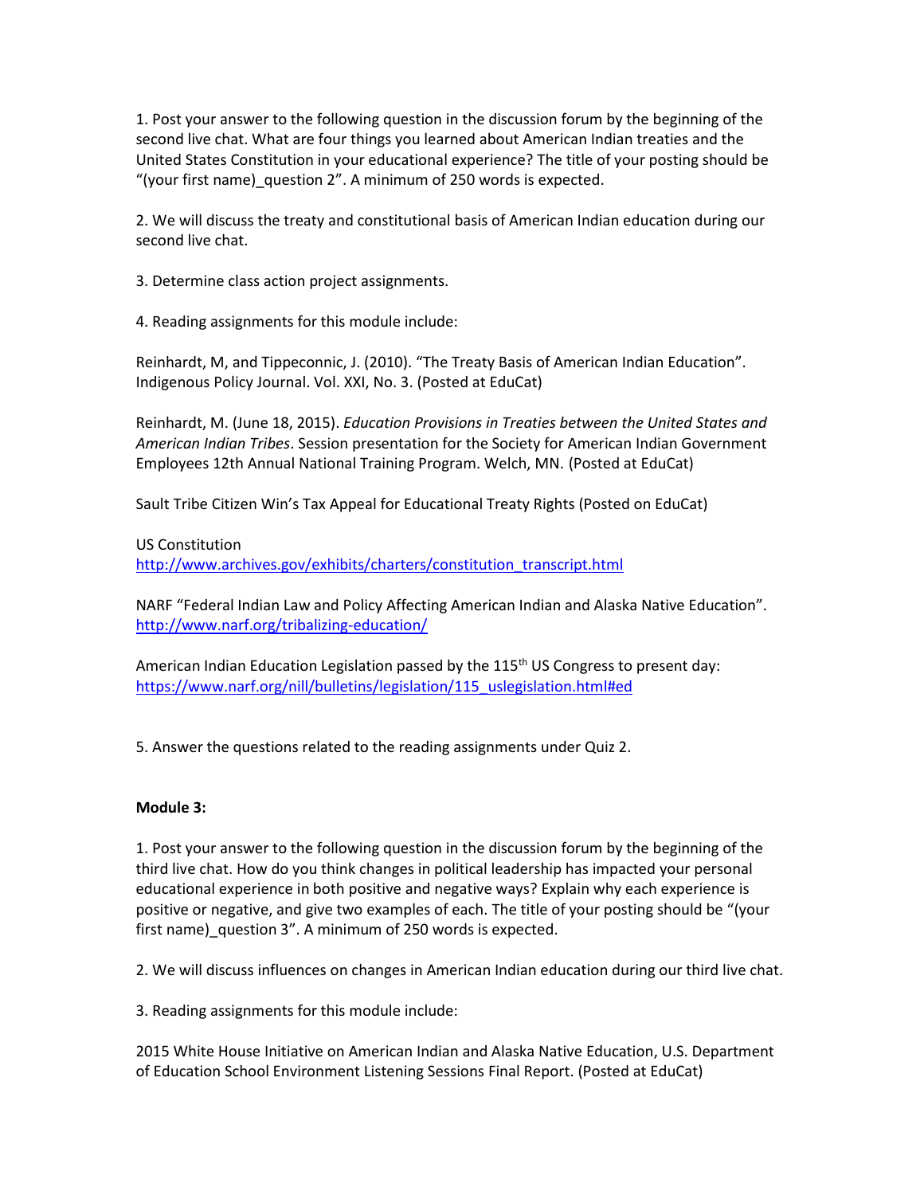1. Post your answer to the following question in the discussion forum by the beginning of the second live chat. What are four things you learned about American Indian treaties and the United States Constitution in your educational experience? The title of your posting should be "(your first name)_question 2". A minimum of 250 words is expected.

2. We will discuss the treaty and constitutional basis of American Indian education during our second live chat.

3. Determine class action project assignments.

4. Reading assignments for this module include:

Reinhardt, M, and Tippeconnic, J. (2010). "The Treaty Basis of American Indian Education". Indigenous Policy Journal. Vol. XXI, No. 3. (Posted at EduCat)

Reinhardt, M. (June 18, 2015). *Education Provisions in Treaties between the United States and American Indian Tribes*. Session presentation for the Society for American Indian Government Employees 12th Annual National Training Program. Welch, MN. (Posted at EduCat)

Sault Tribe Citizen Win's Tax Appeal for Educational Treaty Rights (Posted on EduCat)

US Constitution
http://www.archives.gov/exhibits/charters/constitution_transcript.html

NARF "Federal Indian Law and Policy Affecting American Indian and Alaska Native Education".
http://www.narf.org/tribalizing-education/

American Indian Education Legislation passed by the 115th US Congress to present day:
https://www.narf.org/nill/bulletins/legislation/115_uslegislation.html#ed

5. Answer the questions related to the reading assignments under Quiz 2.

**Module 3:**

1. Post your answer to the following question in the discussion forum by the beginning of the third live chat. How do you think changes in political leadership has impacted your personal educational experience in both positive and negative ways? Explain why each experience is positive or negative, and give two examples of each. The title of your posting should be "(your first name)_question 3". A minimum of 250 words is expected.

2. We will discuss influences on changes in American Indian education during our third live chat.

3. Reading assignments for this module include:

2015 White House Initiative on American Indian and Alaska Native Education, U.S. Department of Education School Environment Listening Sessions Final Report. (Posted at EduCat)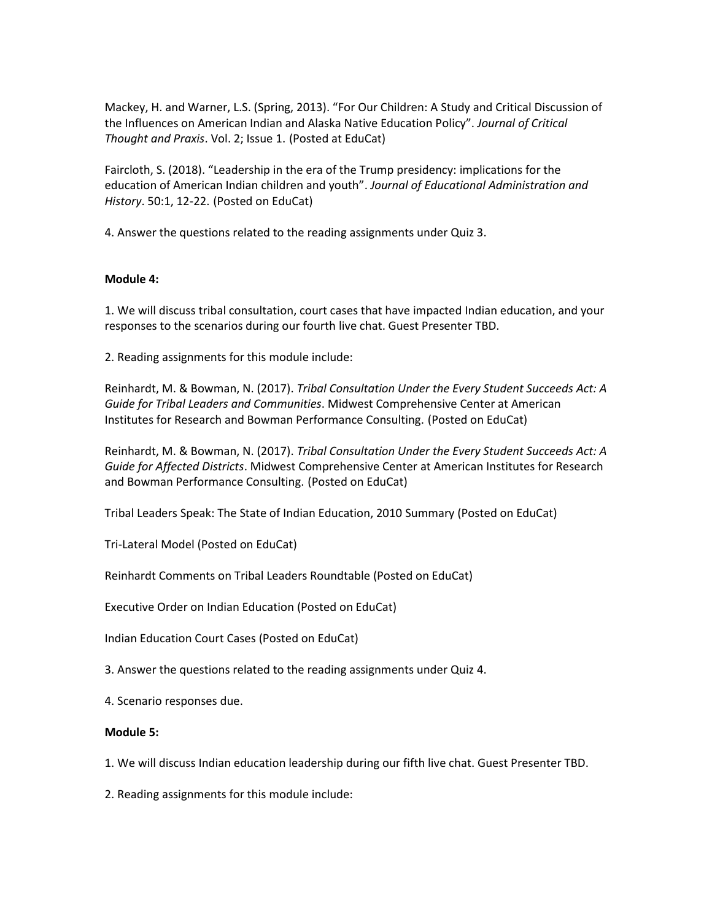Mackey, H. and Warner, L.S. (Spring, 2013). "For Our Children: A Study and Critical Discussion of the Influences on American Indian and Alaska Native Education Policy". *Journal of Critical Thought and Praxis*. Vol. 2; Issue 1. (Posted at EduCat)

Faircloth, S. (2018). "Leadership in the era of the Trump presidency: implications for the education of American Indian children and youth". *Journal of Educational Administration and History*. 50:1, 12-22. (Posted on EduCat)

4. Answer the questions related to the reading assignments under Quiz 3.

**Module 4:**

1. We will discuss tribal consultation, court cases that have impacted Indian education, and your responses to the scenarios during our fourth live chat. Guest Presenter TBD.

2. Reading assignments for this module include:

Reinhardt, M. & Bowman, N. (2017). *Tribal Consultation Under the Every Student Succeeds Act: A Guide for Tribal Leaders and Communities*. Midwest Comprehensive Center at American Institutes for Research and Bowman Performance Consulting. (Posted on EduCat)

Reinhardt, M. & Bowman, N. (2017). *Tribal Consultation Under the Every Student Succeeds Act: A Guide for Affected Districts*. Midwest Comprehensive Center at American Institutes for Research and Bowman Performance Consulting. (Posted on EduCat)

Tribal Leaders Speak: The State of Indian Education, 2010 Summary (Posted on EduCat)

Tri-Lateral Model (Posted on EduCat)

Reinhardt Comments on Tribal Leaders Roundtable (Posted on EduCat)

Executive Order on Indian Education (Posted on EduCat)

Indian Education Court Cases (Posted on EduCat)

3. Answer the questions related to the reading assignments under Quiz 4.

4. Scenario responses due.

**Module 5:**

1. We will discuss Indian education leadership during our fifth live chat. Guest Presenter TBD.

2. Reading assignments for this module include: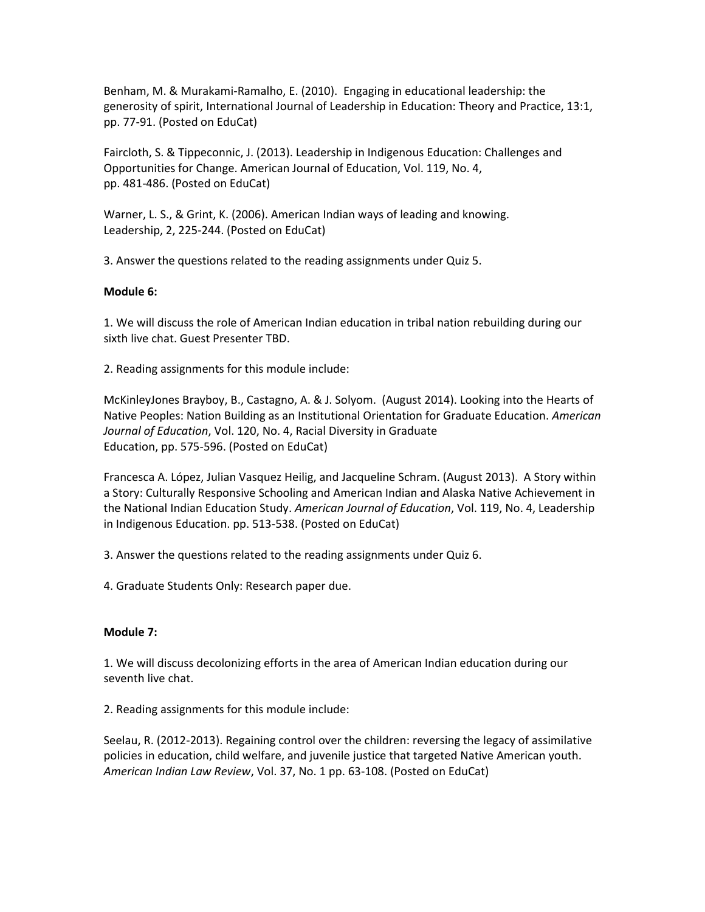Benham, M. & Murakami-Ramalho, E. (2010). Engaging in educational leadership: the generosity of spirit, International Journal of Leadership in Education: Theory and Practice, 13:1, pp. 77-91. (Posted on EduCat)

Faircloth, S. & Tippeconnic, J. (2013). Leadership in Indigenous Education: Challenges and Opportunities for Change. American Journal of Education, Vol. 119, No. 4, pp. 481-486. (Posted on EduCat)

Warner, L. S., & Grint, K. (2006). American Indian ways of leading and knowing. Leadership, 2, 225-244. (Posted on EduCat)

3. Answer the questions related to the reading assignments under Quiz 5.

**Module 6:**

1. We will discuss the role of American Indian education in tribal nation rebuilding during our sixth live chat. Guest Presenter TBD.

2. Reading assignments for this module include:

McKinleyJones Brayboy, B., Castagno, A. & J. Solyom. (August 2014). Looking into the Hearts of Native Peoples: Nation Building as an Institutional Orientation for Graduate Education. *American Journal of Education*, Vol. 120, No. 4, Racial Diversity in Graduate Education, pp. 575-596. (Posted on EduCat)

Francesca A. López, Julian Vasquez Heilig, and Jacqueline Schram. (August 2013). A Story within a Story: Culturally Responsive Schooling and American Indian and Alaska Native Achievement in the National Indian Education Study. *American Journal of Education*, Vol. 119, No. 4, Leadership in Indigenous Education. pp. 513-538. (Posted on EduCat)

3. Answer the questions related to the reading assignments under Quiz 6.

4. Graduate Students Only: Research paper due.

**Module 7:**

1. We will discuss decolonizing efforts in the area of American Indian education during our seventh live chat.

2. Reading assignments for this module include:

Seelau, R. (2012-2013). Regaining control over the children: reversing the legacy of assimilative policies in education, child welfare, and juvenile justice that targeted Native American youth. *American Indian Law Review*, Vol. 37, No. 1 pp. 63-108. (Posted on EduCat)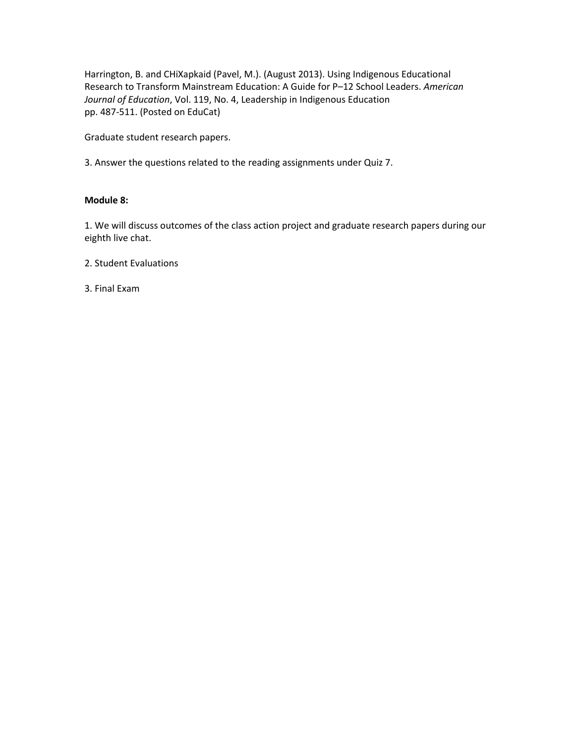Harrington, B. and CHiXapkaid (Pavel, M.). (August 2013). Using Indigenous Educational Research to Transform Mainstream Education: A Guide for P–12 School Leaders. *American Journal of Education*, Vol. 119, No. 4, Leadership in Indigenous Education pp. 487-511. (Posted on EduCat)

Graduate student research papers.

3. Answer the questions related to the reading assignments under Quiz 7.

**Module 8:**

1. We will discuss outcomes of the class action project and graduate research papers during our eighth live chat.

2. Student Evaluations

3. Final Exam